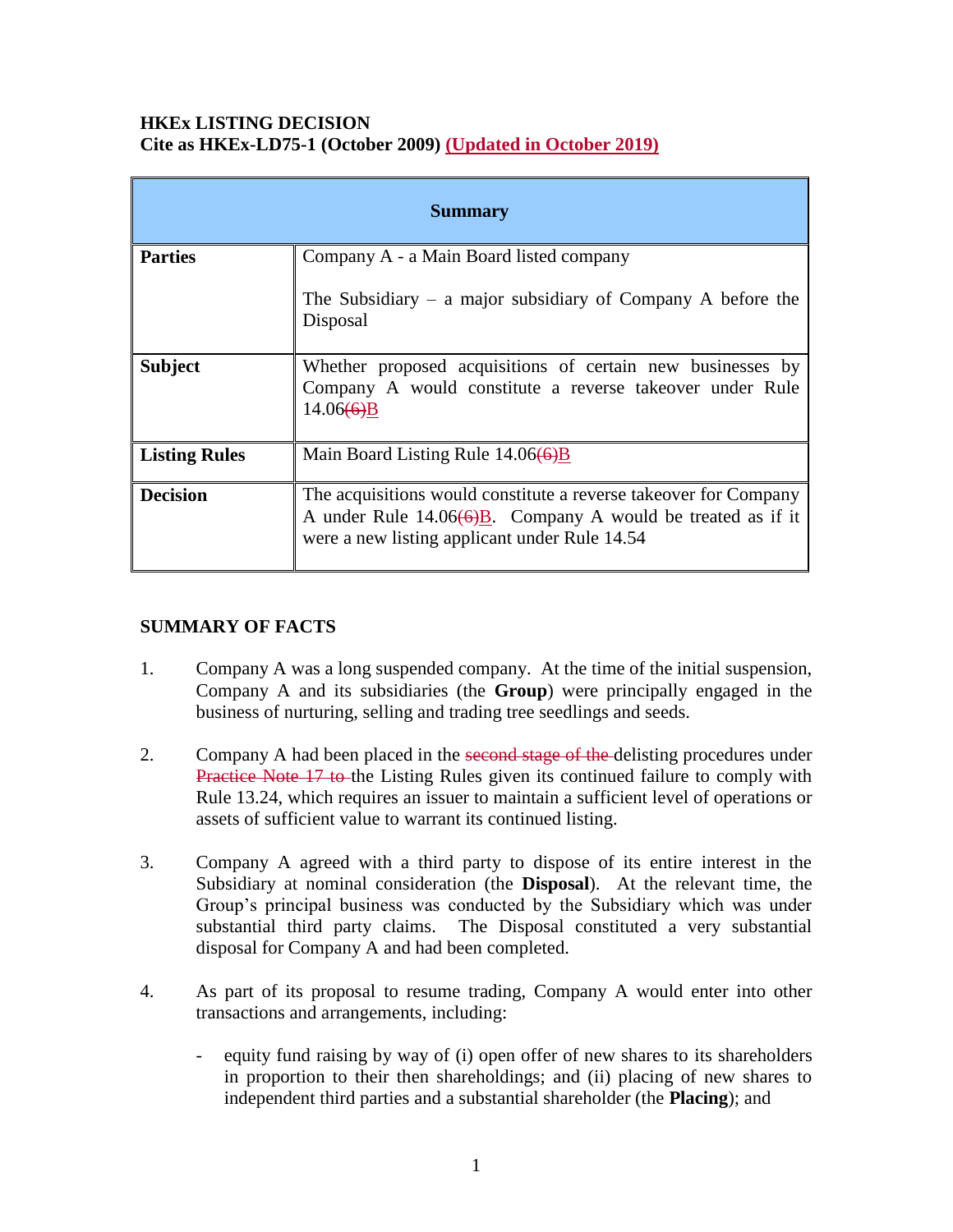**HKEx LISTING DECISION**
**Cite as HKEx-LD75-1 (October 2009) (Updated in October 2019)**

| Summary | |
|---|---|
| **Parties** | Company A - a Main Board listed company<br><br>The Subsidiary – a major subsidiary of Company A before the Disposal |
| **Subject** | Whether proposed acquisitions of certain new businesses by Company A would constitute a reverse takeover under Rule 14.06~~(6)~~B |
| **Listing Rules** | Main Board Listing Rule 14.06~~(6)~~B |
| **Decision** | The acquisitions would constitute a reverse takeover for Company A under Rule 14.06~~(6)~~B. Company A would be treated as if it were a new listing applicant under Rule 14.54 |

**SUMMARY OF FACTS**

1. Company A was a long suspended company. At the time of the initial suspension, Company A and its subsidiaries (the **Group**) were principally engaged in the business of nurturing, selling and trading tree seedlings and seeds.

2. Company A had been placed in the ~~second stage of the~~ delisting procedures under ~~Practice Note 17 to~~ the Listing Rules given its continued failure to comply with Rule 13.24, which requires an issuer to maintain a sufficient level of operations or assets of sufficient value to warrant its continued listing.

3. Company A agreed with a third party to dispose of its entire interest in the Subsidiary at nominal consideration (the **Disposal**). At the relevant time, the Group's principal business was conducted by the Subsidiary which was under substantial third party claims. The Disposal constituted a very substantial disposal for Company A and had been completed.

4. As part of its proposal to resume trading, Company A would enter into other transactions and arrangements, including:

   - equity fund raising by way of (i) open offer of new shares to its shareholders in proportion to their then shareholdings; and (ii) placing of new shares to independent third parties and a substantial shareholder (the **Placing**); and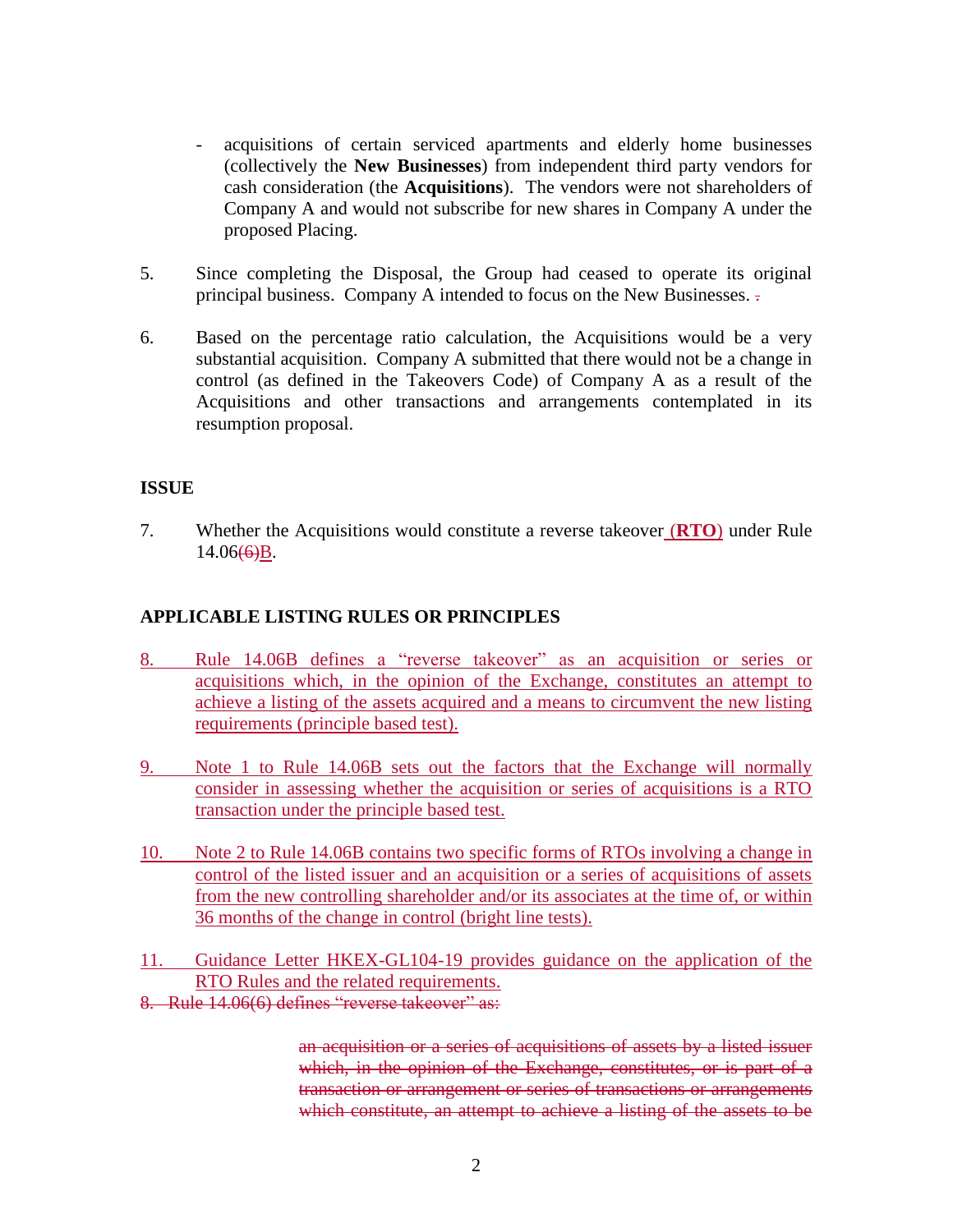- acquisitions of certain serviced apartments and elderly home businesses (collectively the **New Businesses**) from independent third party vendors for cash consideration (the **Acquisitions**). The vendors were not shareholders of Company A and would not subscribe for new shares in Company A under the proposed Placing.

5. Since completing the Disposal, the Group had ceased to operate its original principal business. Company A intended to focus on the New Businesses. ~~.~~

6. Based on the percentage ratio calculation, the Acquisitions would be a very substantial acquisition. Company A submitted that there would not be a change in control (as defined in the Takeovers Code) of Company A as a result of the Acquisitions and other transactions and arrangements contemplated in its resumption proposal.

## ISSUE

7. Whether the Acquisitions would constitute a reverse takeover (**RTO**) under Rule 14.06~~(6)~~B.

## APPLICABLE LISTING RULES OR PRINCIPLES

8. Rule 14.06B defines a "reverse takeover" as an acquisition or series or acquisitions which, in the opinion of the Exchange, constitutes an attempt to achieve a listing of the assets acquired and a means to circumvent the new listing requirements (principle based test).

9. Note 1 to Rule 14.06B sets out the factors that the Exchange will normally consider in assessing whether the acquisition or series of acquisitions is a RTO transaction under the principle based test.

10. Note 2 to Rule 14.06B contains two specific forms of RTOs involving a change in control of the listed issuer and an acquisition or a series of acquisitions of assets from the new controlling shareholder and/or its associates at the time of, or within 36 months of the change in control (bright line tests).

11. Guidance Letter HKEX-GL104-19 provides guidance on the application of the RTO Rules and the related requirements.

~~8. Rule 14.06(6) defines "reverse takeover" as:~~

> ~~an acquisition or a series of acquisitions of assets by a listed issuer which, in the opinion of the Exchange, constitutes, or is part of a transaction or arrangement or series of transactions or arrangements which constitute, an attempt to achieve a listing of the assets to be~~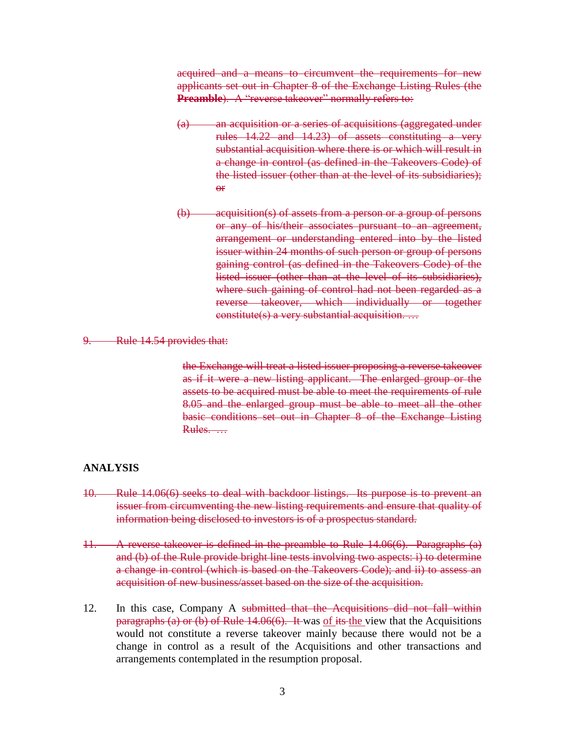~~acquired and a means to circumvent the requirements for new applicants set out in Chapter 8 of the Exchange Listing Rules (the **Preamble**). A "reverse takeover" normally refers to:~~

> ~~(a) an acquisition or a series of acquisitions (aggregated under rules 14.22 and 14.23) of assets constituting a very substantial acquisition where there is or which will result in a change in control (as defined in the Takeovers Code) of the listed issuer (other than at the level of its subsidiaries); or~~
>
> ~~(b) acquisition(s) of assets from a person or a group of persons or any of his/their associates pursuant to an agreement, arrangement or understanding entered into by the listed issuer within 24 months of such person or group of persons gaining control (as defined in the Takeovers Code) of the listed issuer (other than at the level of its subsidiaries), where such gaining of control had not been regarded as a reverse takeover, which individually or together constitute(s) a very substantial acquisition. …~~

~~9. Rule 14.54 provides that:~~

> ~~the Exchange will treat a listed issuer proposing a reverse takeover as if it were a new listing applicant. The enlarged group or the assets to be acquired must be able to meet the requirements of rule 8.05 and the enlarged group must be able to meet all the other basic conditions set out in Chapter 8 of the Exchange Listing Rules. …~~

## ANALYSIS

~~10. Rule 14.06(6) seeks to deal with backdoor listings. Its purpose is to prevent an issuer from circumventing the new listing requirements and ensure that quality of information being disclosed to investors is of a prospectus standard.~~

~~11. A reverse takeover is defined in the preamble to Rule 14.06(6). Paragraphs (a) and (b) of the Rule provide bright line tests involving two aspects: i) to determine a change in control (which is based on the Takeovers Code); and ii) to assess an acquisition of new business/asset based on the size of the acquisition.~~

12. In this case, Company A ~~submitted that the Acquisitions did not fall within paragraphs (a) or (b) of Rule 14.06(6). It~~ was <u>of</u> ~~its~~ <u>the</u> view that the Acquisitions would not constitute a reverse takeover mainly because there would not be a change in control as a result of the Acquisitions and other transactions and arrangements contemplated in the resumption proposal.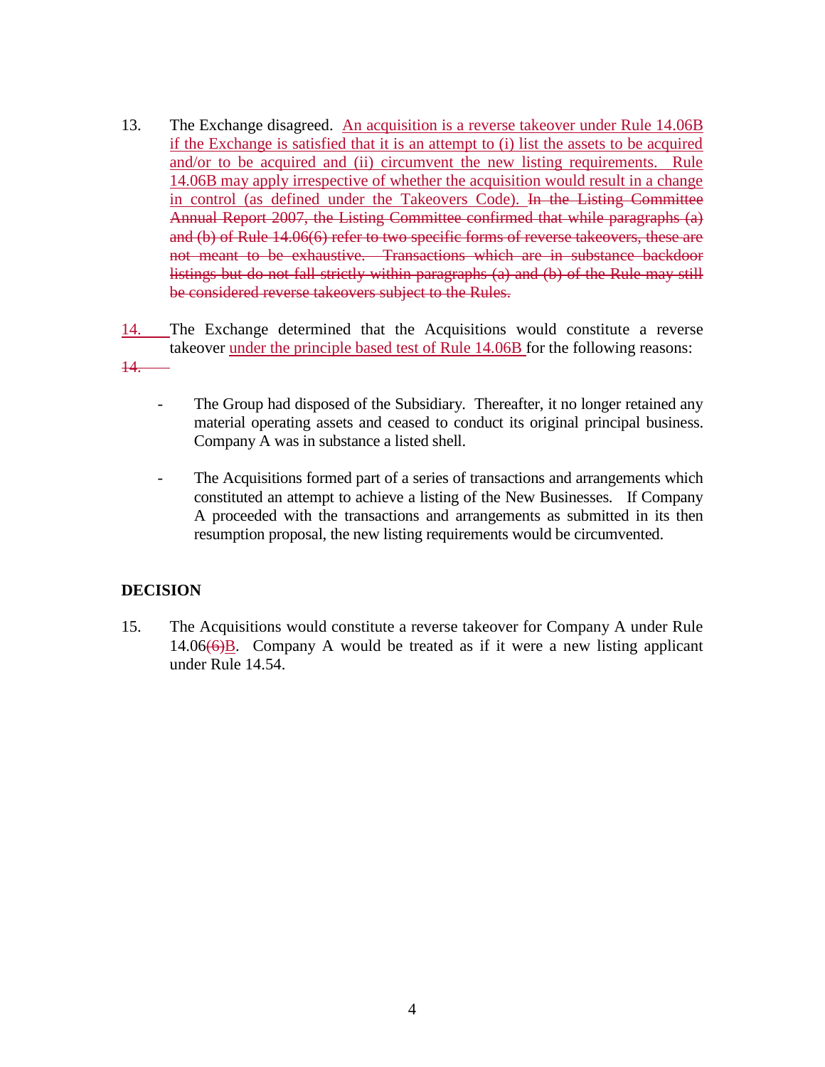13. The Exchange disagreed. An acquisition is a reverse takeover under Rule 14.06B if the Exchange is satisfied that it is an attempt to (i) list the assets to be acquired and/or to be acquired and (ii) circumvent the new listing requirements. Rule 14.06B may apply irrespective of whether the acquisition would result in a change in control (as defined under the Takeovers Code). ~~In the Listing Committee Annual Report 2007, the Listing Committee confirmed that while paragraphs (a) and (b) of Rule 14.06(6) refer to two specific forms of reverse takeovers, these are not meant to be exhaustive. Transactions which are in substance backdoor listings but do not fall strictly within paragraphs (a) and (b) of the Rule may still be considered reverse takeovers subject to the Rules.~~

14. The Exchange determined that the Acquisitions would constitute a reverse takeover under the principle based test of Rule 14.06B for the following reasons:

~~14.~~

- The Group had disposed of the Subsidiary. Thereafter, it no longer retained any material operating assets and ceased to conduct its original principal business. Company A was in substance a listed shell.

- The Acquisitions formed part of a series of transactions and arrangements which constituted an attempt to achieve a listing of the New Businesses. If Company A proceeded with the transactions and arrangements as submitted in its then resumption proposal, the new listing requirements would be circumvented.

## DECISION

15. The Acquisitions would constitute a reverse takeover for Company A under Rule 14.06~~(6)~~B. Company A would be treated as if it were a new listing applicant under Rule 14.54.